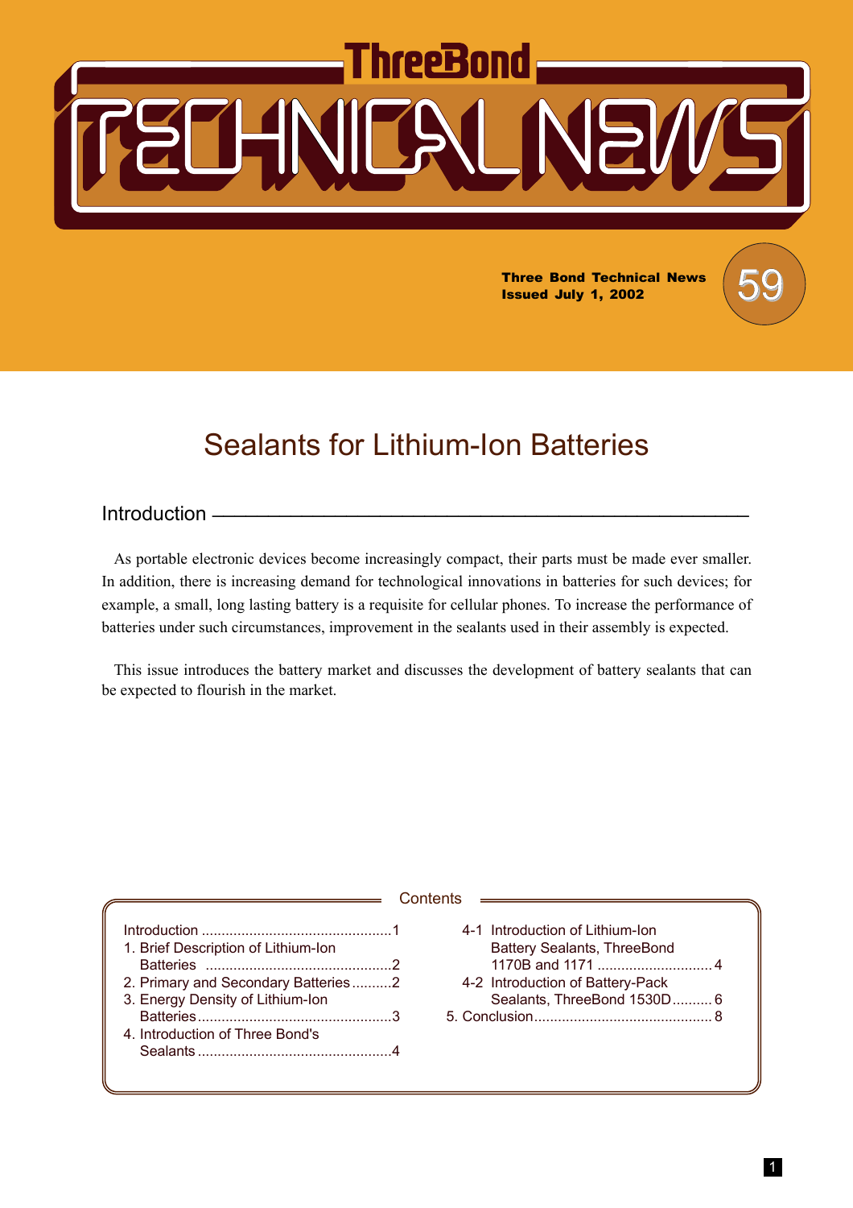# ThreeBond TECHNICAL NEWS

**Three Bond Technical News**
**Issued July 1, 2002**

59

# Sealants for Lithium-Ion Batteries

## Introduction

As portable electronic devices become increasingly compact, their parts must be made ever smaller. In addition, there is increasing demand for technological innovations in batteries for such devices; for example, a small, long lasting battery is a requisite for cellular phones. To increase the performance of batteries under such circumstances, improvement in the sealants used in their assembly is expected.

This issue introduces the battery market and discusses the development of battery sealants that can be expected to flourish in the market.

### Contents

- Introduction ............................................... 1
- 1. Brief Description of Lithium-Ion Batteries ............................................... 2
- 2. Primary and Secondary Batteries .......... 2
- 3. Energy Density of Lithium-Ion Batteries ............................................... 3
- 4. Introduction of Three Bond's Sealants ............................................... 4
  - 4-1 Introduction of Lithium-Ion Battery Sealants, ThreeBond 1170B and 1171 ............................ 4
  - 4-2 Introduction of Battery-Pack Sealants, ThreeBond 1530D .......... 6
- 5. Conclusion ............................................ 8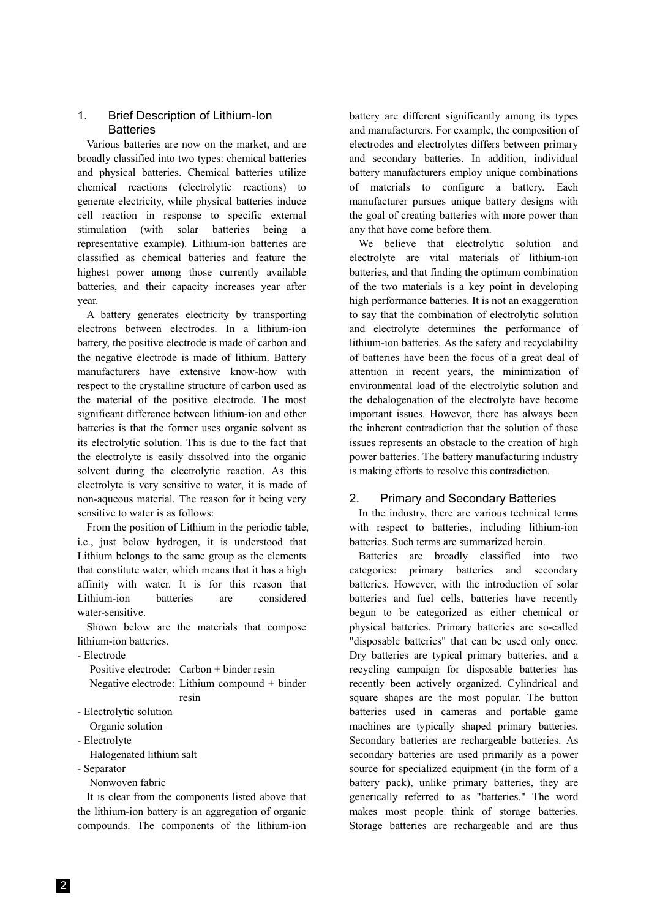## 1. Brief Description of Lithium-Ion Batteries

Various batteries are now on the market, and are broadly classified into two types: chemical batteries and physical batteries. Chemical batteries utilize chemical reactions (electrolytic reactions) to generate electricity, while physical batteries induce cell reaction in response to specific external stimulation (with solar batteries being a representative example). Lithium-ion batteries are classified as chemical batteries and feature the highest power among those currently available batteries, and their capacity increases year after year.

A battery generates electricity by transporting electrons between electrodes. In a lithium-ion battery, the positive electrode is made of carbon and the negative electrode is made of lithium. Battery manufacturers have extensive know-how with respect to the crystalline structure of carbon used as the material of the positive electrode. The most significant difference between lithium-ion and other batteries is that the former uses organic solvent as its electrolytic solution. This is due to the fact that the electrolyte is easily dissolved into the organic solvent during the electrolytic reaction. As this electrolyte is very sensitive to water, it is made of non-aqueous material. The reason for it being very sensitive to water is as follows:

From the position of Lithium in the periodic table, i.e., just below hydrogen, it is understood that Lithium belongs to the same group as the elements that constitute water, which means that it has a high affinity with water. It is for this reason that Lithium-ion batteries are considered water-sensitive.

Shown below are the materials that compose lithium-ion batteries.

- Electrode
  - Positive electrode: Carbon + binder resin
  - Negative electrode: Lithium compound + binder resin
- Electrolytic solution
  - Organic solution
- Electrolyte
  - Halogenated lithium salt
- Separator
  - Nonwoven fabric

It is clear from the components listed above that the lithium-ion battery is an aggregation of organic compounds. The components of the lithium-ion battery are different significantly among its types and manufacturers. For example, the composition of electrodes and electrolytes differs between primary and secondary batteries. In addition, individual battery manufacturers employ unique combinations of materials to configure a battery. Each manufacturer pursues unique battery designs with the goal of creating batteries with more power than any that have come before them.

We believe that electrolytic solution and electrolyte are vital materials of lithium-ion batteries, and that finding the optimum combination of the two materials is a key point in developing high performance batteries. It is not an exaggeration to say that the combination of electrolytic solution and electrolyte determines the performance of lithium-ion batteries. As the safety and recyclability of batteries have been the focus of a great deal of attention in recent years, the minimization of environmental load of the electrolytic solution and the dehalogenation of the electrolyte have become important issues. However, there has always been the inherent contradiction that the solution of these issues represents an obstacle to the creation of high power batteries. The battery manufacturing industry is making efforts to resolve this contradiction.

## 2. Primary and Secondary Batteries

In the industry, there are various technical terms with respect to batteries, including lithium-ion batteries. Such terms are summarized herein.

Batteries are broadly classified into two categories: primary batteries and secondary batteries. However, with the introduction of solar batteries and fuel cells, batteries have recently begun to be categorized as either chemical or physical batteries. Primary batteries are so-called "disposable batteries" that can be used only once. Dry batteries are typical primary batteries, and a recycling campaign for disposable batteries has recently been actively organized. Cylindrical and square shapes are the most popular. The button batteries used in cameras and portable game machines are typically shaped primary batteries. Secondary batteries are rechargeable batteries. As secondary batteries are used primarily as a power source for specialized equipment (in the form of a battery pack), unlike primary batteries, they are generically referred to as "batteries." The word makes most people think of storage batteries. Storage batteries are rechargeable and are thus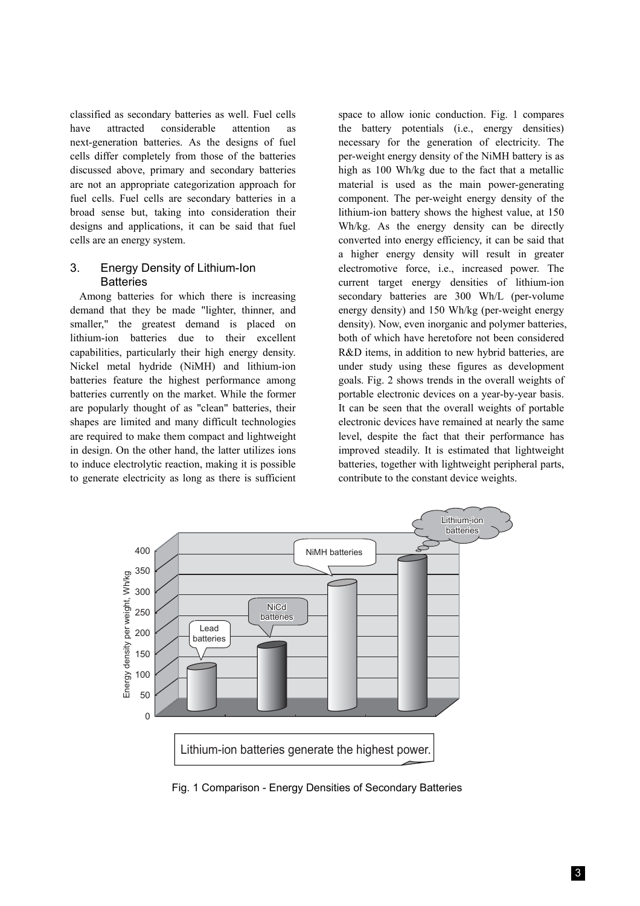classified as secondary batteries as well. Fuel cells have attracted considerable attention as next-generation batteries. As the designs of fuel cells differ completely from those of the batteries discussed above, primary and secondary batteries are not an appropriate categorization approach for fuel cells. Fuel cells are secondary batteries in a broad sense but, taking into consideration their designs and applications, it can be said that fuel cells are an energy system.

## 3. Energy Density of Lithium-Ion Batteries

Among batteries for which there is increasing demand that they be made "lighter, thinner, and smaller," the greatest demand is placed on lithium-ion batteries due to their excellent capabilities, particularly their high energy density. Nickel metal hydride (NiMH) and lithium-ion batteries feature the highest performance among batteries currently on the market. While the former are popularly thought of as "clean" batteries, their shapes are limited and many difficult technologies are required to make them compact and lightweight in design. On the other hand, the latter utilizes ions to induce electrolytic reaction, making it is possible to generate electricity as long as there is sufficient space to allow ionic conduction. Fig. 1 compares the battery potentials (i.e., energy densities) necessary for the generation of electricity. The per-weight energy density of the NiMH battery is as high as 100 Wh/kg due to the fact that a metallic material is used as the main power-generating component. The per-weight energy density of the lithium-ion battery shows the highest value, at 150 Wh/kg. As the energy density can be directly converted into energy efficiency, it can be said that a higher energy density will result in greater electromotive force, i.e., increased power. The current target energy densities of lithium-ion secondary batteries are 300 Wh/L (per-volume energy density) and 150 Wh/kg (per-weight energy density). Now, even inorganic and polymer batteries, both of which have heretofore not been considered R&D items, in addition to new hybrid batteries, are under study using these figures as development goals. Fig. 2 shows trends in the overall weights of portable electronic devices on a year-by-year basis. It can be seen that the overall weights of portable electronic devices have remained at nearly the same level, despite the fact that their performance has improved steadily. It is estimated that lightweight batteries, together with lightweight peripheral parts, contribute to the constant device weights.

Fig. 1 Comparison - Energy Densities of Secondary Batteries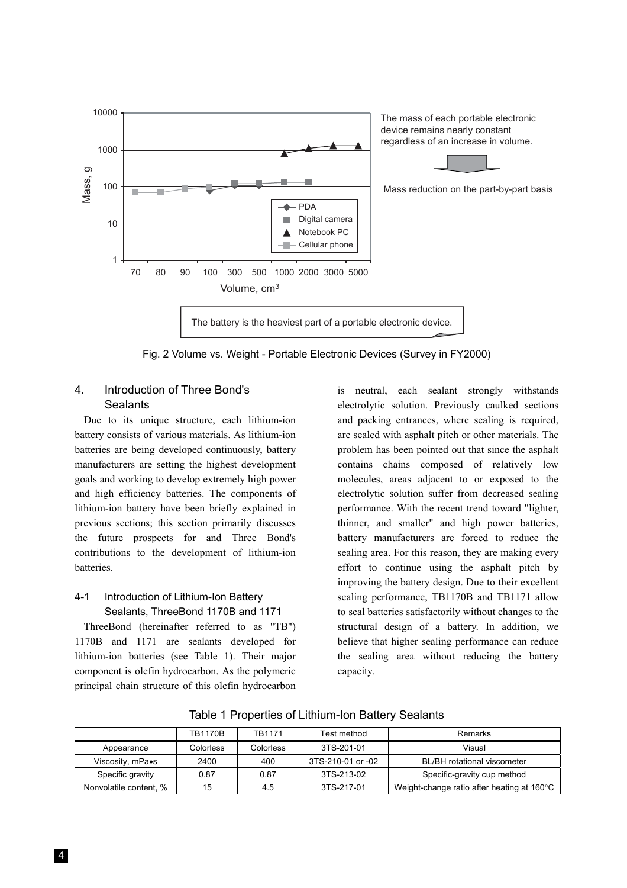The mass of each portable electronic device remains nearly constant regardless of an increase in volume.

Mass reduction on the part-by-part basis

The battery is the heaviest part of a portable electronic device.

Fig. 2 Volume vs. Weight - Portable Electronic Devices (Survey in FY2000)

## 4. Introduction of Three Bond's Sealants

Due to its unique structure, each lithium-ion battery consists of various materials. As lithium-ion batteries are being developed continuously, battery manufacturers are setting the highest development goals and working to develop extremely high power and high efficiency batteries. The components of lithium-ion battery have been briefly explained in previous sections; this section primarily discusses the future prospects for and Three Bond's contributions to the development of lithium-ion batteries.

### 4-1 Introduction of Lithium-Ion Battery Sealants, ThreeBond 1170B and 1171

ThreeBond (hereinafter referred to as "TB") 1170B and 1171 are sealants developed for lithium-ion batteries (see Table 1). Their major component is olefin hydrocarbon. As the polymeric principal chain structure of this olefin hydrocarbon is neutral, each sealant strongly withstands electrolytic solution. Previously caulked sections and packing entrances, where sealing is required, are sealed with asphalt pitch or other materials. The problem has been pointed out that since the asphalt contains chains composed of relatively low molecules, areas adjacent to or exposed to the electrolytic solution suffer from decreased sealing performance. With the recent trend toward "lighter, thinner, and smaller" and high power batteries, battery manufacturers are forced to reduce the sealing area. For this reason, they are making every effort to continue using the asphalt pitch by improving the battery design. Due to their excellent sealing performance, TB1170B and TB1171 allow to seal batteries satisfactorily without changes to the structural design of a battery. In addition, we believe that higher sealing performance can reduce the sealing area without reducing the battery capacity.

Table 1 Properties of Lithium-Ion Battery Sealants

| | TB1170B | TB1171 | Test method | Remarks |
|---|---|---|---|---|
| Appearance | Colorless | Colorless | 3TS-201-01 | Visual |
| Viscosity, mPa•s | 2400 | 400 | 3TS-210-01 or -02 | BL/BH rotational viscometer |
| Specific gravity | 0.87 | 0.87 | 3TS-213-02 | Specific-gravity cup method |
| Nonvolatile content, % | 15 | 4.5 | 3TS-217-01 | Weight-change ratio after heating at 160°C |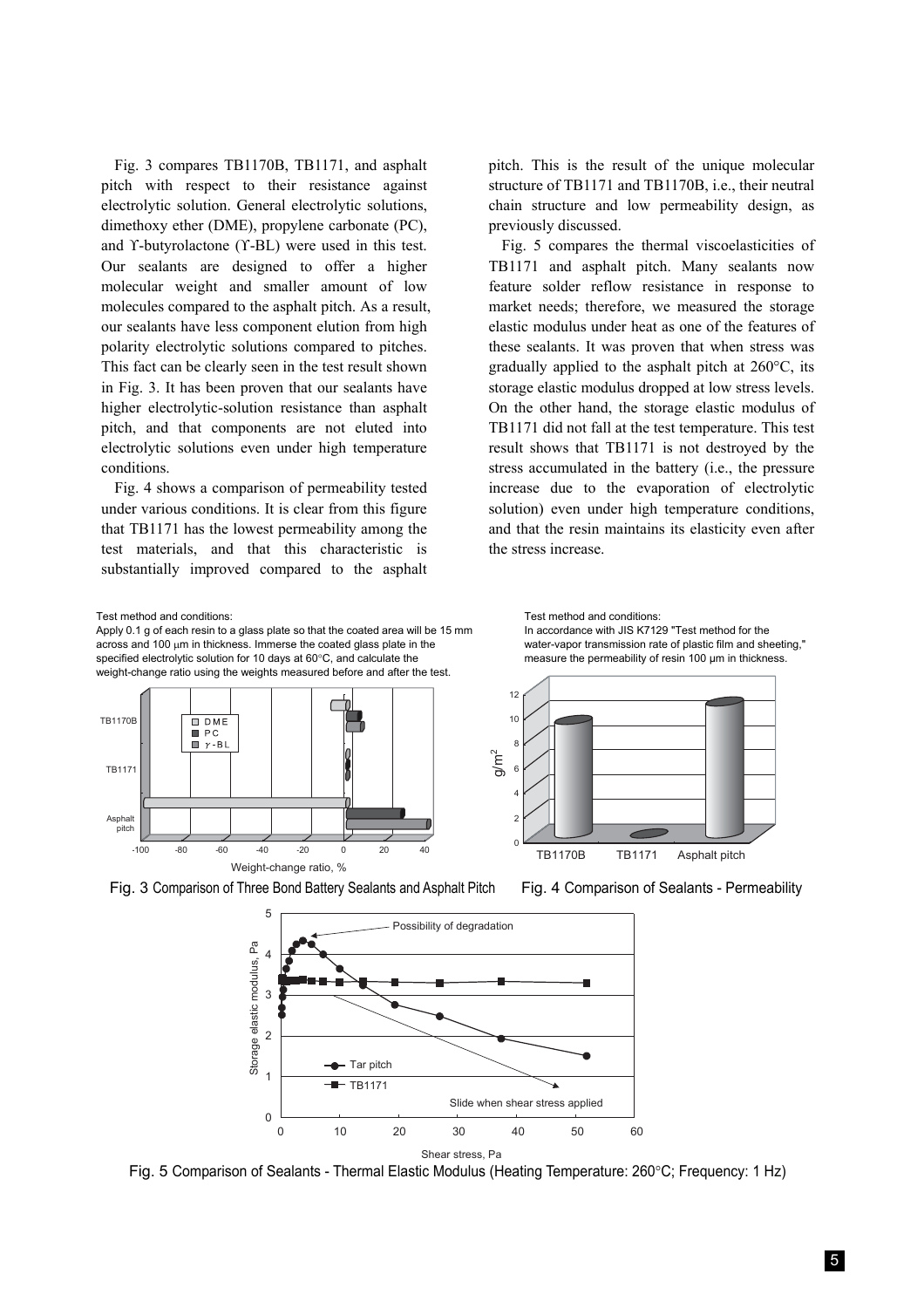Fig. 3 compares TB1170B, TB1171, and asphalt pitch with respect to their resistance against electrolytic solution. General electrolytic solutions, dimethoxy ether (DME), propylene carbonate (PC), and ϒ-butyrolactone (ϒ-BL) were used in this test. Our sealants are designed to offer a higher molecular weight and smaller amount of low molecules compared to the asphalt pitch. As a result, our sealants have less component elution from high polarity electrolytic solutions compared to pitches. This fact can be clearly seen in the test result shown in Fig. 3. It has been proven that our sealants have higher electrolytic-solution resistance than asphalt pitch, and that components are not eluted into electrolytic solutions even under high temperature conditions.

Fig. 4 shows a comparison of permeability tested under various conditions. It is clear from this figure that TB1171 has the lowest permeability among the test materials, and that this characteristic is substantially improved compared to the asphalt pitch. This is the result of the unique molecular structure of TB1171 and TB1170B, i.e., their neutral chain structure and low permeability design, as previously discussed.

Fig. 5 compares the thermal viscoelasticities of TB1171 and asphalt pitch. Many sealants now feature solder reflow resistance in response to market needs; therefore, we measured the storage elastic modulus under heat as one of the features of these sealants. It was proven that when stress was gradually applied to the asphalt pitch at 260°C, its storage elastic modulus dropped at low stress levels. On the other hand, the storage elastic modulus of TB1171 did not fall at the test temperature. This test result shows that TB1171 is not destroyed by the stress accumulated in the battery (i.e., the pressure increase due to the evaporation of electrolytic solution) even under high temperature conditions, and that the resin maintains its elasticity even after the stress increase.

Test method and conditions:
Apply 0.1 g of each resin to a glass plate so that the coated area will be 15 mm across and 100 μm in thickness. Immerse the coated glass plate in the specified electrolytic solution for 10 days at 60°C, and calculate the weight-change ratio using the weights measured before and after the test.

Fig. 3 Comparison of Three Bond Battery Sealants and Asphalt Pitch

Test method and conditions:
In accordance with JIS K7129 "Test method for the water-vapor transmission rate of plastic film and sheeting," measure the permeability of resin 100 μm in thickness.

Fig. 4 Comparison of Sealants - Permeability

Fig. 5 Comparison of Sealants - Thermal Elastic Modulus (Heating Temperature: 260°C; Frequency: 1 Hz)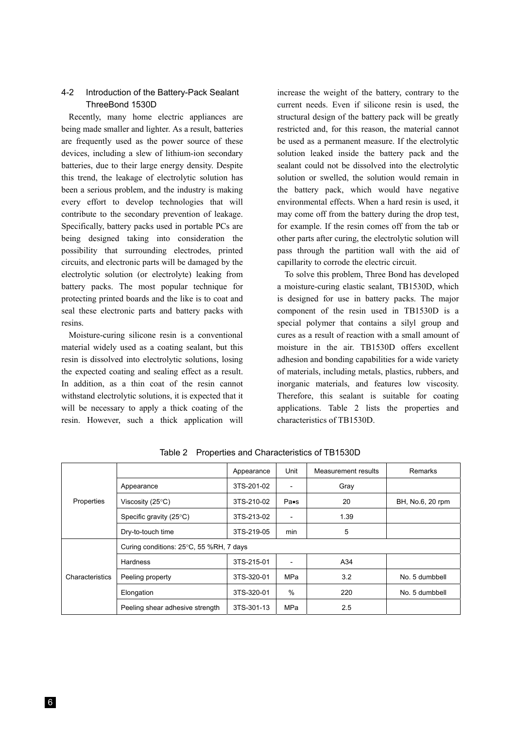## 4-2 Introduction of the Battery-Pack Sealant ThreeBond 1530D

Recently, many home electric appliances are being made smaller and lighter. As a result, batteries are frequently used as the power source of these devices, including a slew of lithium-ion secondary batteries, due to their large energy density. Despite this trend, the leakage of electrolytic solution has been a serious problem, and the industry is making every effort to develop technologies that will contribute to the secondary prevention of leakage. Specifically, battery packs used in portable PCs are being designed taking into consideration the possibility that surrounding electrodes, printed circuits, and electronic parts will be damaged by the electrolytic solution (or electrolyte) leaking from battery packs. The most popular technique for protecting printed boards and the like is to coat and seal these electronic parts and battery packs with resins.

Moisture-curing silicone resin is a conventional material widely used as a coating sealant, but this resin is dissolved into electrolytic solutions, losing the expected coating and sealing effect as a result. In addition, as a thin coat of the resin cannot withstand electrolytic solutions, it is expected that it will be necessary to apply a thick coating of the resin. However, such a thick application will increase the weight of the battery, contrary to the current needs. Even if silicone resin is used, the structural design of the battery pack will be greatly restricted and, for this reason, the material cannot be used as a permanent measure. If the electrolytic solution leaked inside the battery pack and the sealant could not be dissolved into the electrolytic solution or swelled, the solution would remain in the battery pack, which would have negative environmental effects. When a hard resin is used, it may come off from the battery during the drop test, for example. If the resin comes off from the tab or other parts after curing, the electrolytic solution will pass through the partition wall with the aid of capillarity to corrode the electric circuit.

To solve this problem, Three Bond has developed a moisture-curing elastic sealant, TB1530D, which is designed for use in battery packs. The major component of the resin used in TB1530D is a special polymer that contains a silyl group and cures as a result of reaction with a small amount of moisture in the air. TB1530D offers excellent adhesion and bonding capabilities for a wide variety of materials, including metals, plastics, rubbers, and inorganic materials, and features low viscosity. Therefore, this sealant is suitable for coating applications. Table 2 lists the properties and characteristics of TB1530D.

Table 2 Properties and Characteristics of TB1530D

| | | Appearance | Unit | Measurement results | Remarks |
|---|---|---|---|---|---|
| Properties | Appearance | 3TS-201-02 | - | Gray | |
| | Viscosity (25°C) | 3TS-210-02 | Pa•s | 20 | BH, No.6, 20 rpm |
| | Specific gravity (25°C) | 3TS-213-02 | - | 1.39 | |
| | Dry-to-touch time | 3TS-219-05 | min | 5 | |
| Characteristics | Curing conditions: 25°C, 55 %RH, 7 days | | | | |
| | Hardness | 3TS-215-01 | - | A34 | |
| | Peeling property | 3TS-320-01 | MPa | 3.2 | No. 5 dumbbell |
| | Elongation | 3TS-320-01 | % | 220 | No. 5 dumbbell |
| | Peeling shear adhesive strength | 3TS-301-13 | MPa | 2.5 | |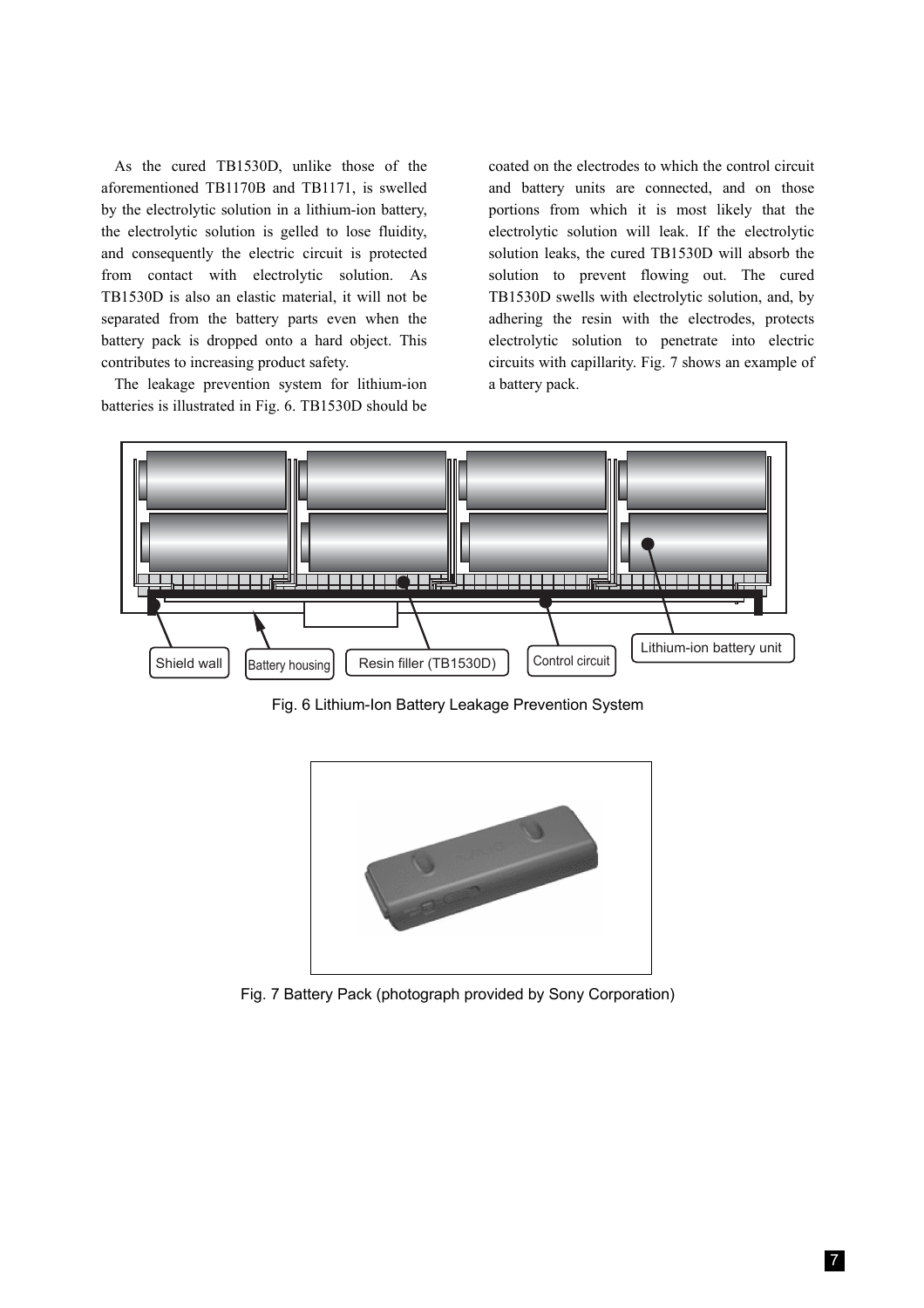As the cured TB1530D, unlike those of the aforementioned TB1170B and TB1171, is swelled by the electrolytic solution in a lithium-ion battery, the electrolytic solution is gelled to lose fluidity, and consequently the electric circuit is protected from contact with electrolytic solution. As TB1530D is also an elastic material, it will not be separated from the battery parts even when the battery pack is dropped onto a hard object. This contributes to increasing product safety.

The leakage prevention system for lithium-ion batteries is illustrated in Fig. 6. TB1530D should be coated on the electrodes to which the control circuit and battery units are connected, and on those portions from which it is most likely that the electrolytic solution will leak. If the electrolytic solution leaks, the cured TB1530D will absorb the solution to prevent flowing out. The cured TB1530D swells with electrolytic solution, and, by adhering the resin with the electrodes, protects electrolytic solution to penetrate into electric circuits with capillarity. Fig. 7 shows an example of a battery pack.

Shield wall | Battery housing | Resin filler (TB1530D) | Control circuit | Lithium-ion battery unit

Fig. 6 Lithium-Ion Battery Leakage Prevention System

Fig. 7 Battery Pack (photograph provided by Sony Corporation)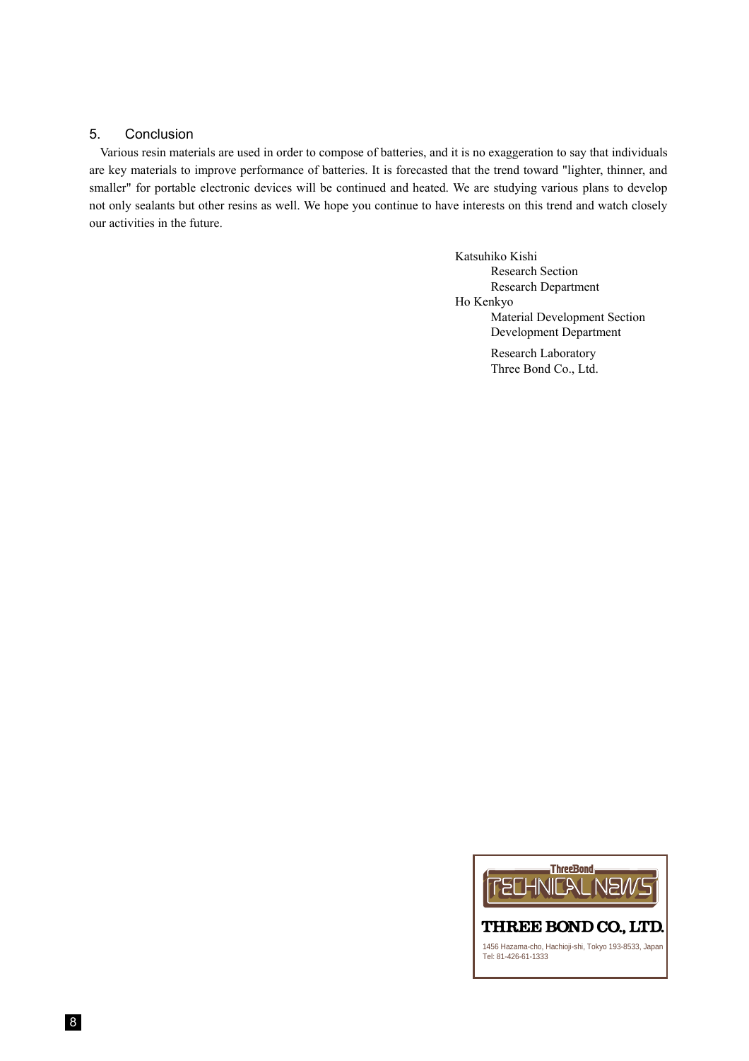## 5. Conclusion

Various resin materials are used in order to compose of batteries, and it is no exaggeration to say that individuals are key materials to improve performance of batteries. It is forecasted that the trend toward "lighter, thinner, and smaller" for portable electronic devices will be continued and heated. We are studying various plans to develop not only sealants but other resins as well. We hope you continue to have interests on this trend and watch closely our activities in the future.

Katsuhiko Kishi
Research Section
Research Department
Ho Kenkyo
Material Development Section
Development Department

Research Laboratory
Three Bond Co., Ltd.

ThreeBond TECHNICAL NEWS

**THREE BOND CO., LTD.**

1456 Hazama-cho, Hachioji-shi, Tokyo 193-8533, Japan
Tel: 81-426-61-1333